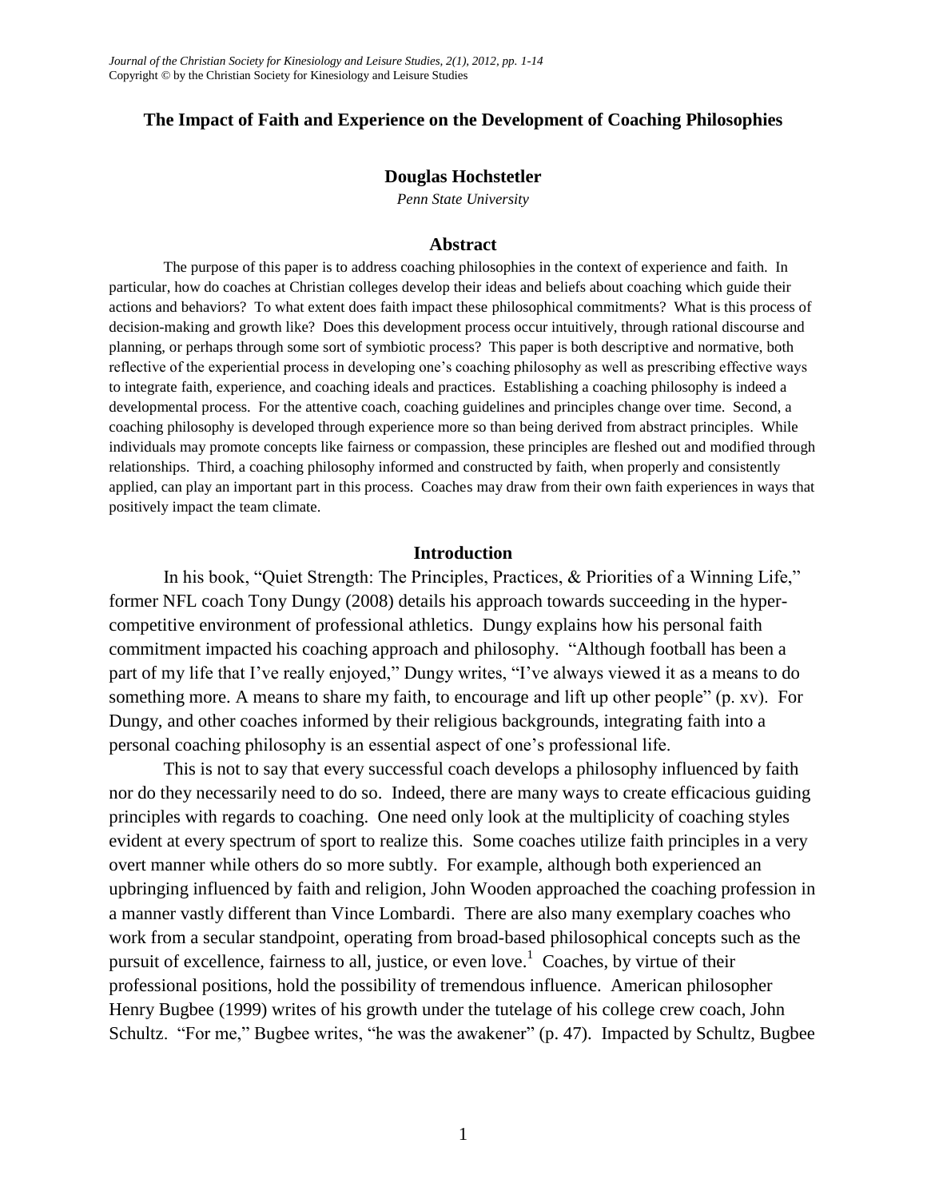# The Impact of Faith and Experience on the Development of Coaching Philosophies

**Douglas Hochstetler**

*Penn State University*

## Abstract

The purpose of this paper is to address coaching philosophies in the context of experience and faith. In particular, how do coaches at Christian colleges develop their ideas and beliefs about coaching which guide their actions and behaviors? To what extent does faith impact these philosophical commitments? What is this process of decision-making and growth like? Does this development process occur intuitively, through rational discourse and planning, or perhaps through some sort of symbiotic process? This paper is both descriptive and normative, both reflective of the experiential process in developing one's coaching philosophy as well as prescribing effective ways to integrate faith, experience, and coaching ideals and practices. Establishing a coaching philosophy is indeed a developmental process. For the attentive coach, coaching guidelines and principles change over time. Second, a coaching philosophy is developed through experience more so than being derived from abstract principles. While individuals may promote concepts like fairness or compassion, these principles are fleshed out and modified through relationships. Third, a coaching philosophy informed and constructed by faith, when properly and consistently applied, can play an important part in this process. Coaches may draw from their own faith experiences in ways that positively impact the team climate.

## Introduction

In his book, "Quiet Strength: The Principles, Practices, & Priorities of a Winning Life," former NFL coach Tony Dungy (2008) details his approach towards succeeding in the hyper-competitive environment of professional athletics. Dungy explains how his personal faith commitment impacted his coaching approach and philosophy. "Although football has been a part of my life that I've really enjoyed," Dungy writes, "I've always viewed it as a means to do something more. A means to share my faith, to encourage and lift up other people" (p. xv). For Dungy, and other coaches informed by their religious backgrounds, integrating faith into a personal coaching philosophy is an essential aspect of one's professional life.

This is not to say that every successful coach develops a philosophy influenced by faith nor do they necessarily need to do so. Indeed, there are many ways to create efficacious guiding principles with regards to coaching. One need only look at the multiplicity of coaching styles evident at every spectrum of sport to realize this. Some coaches utilize faith principles in a very overt manner while others do so more subtly. For example, although both experienced an upbringing influenced by faith and religion, John Wooden approached the coaching profession in a manner vastly different than Vince Lombardi. There are also many exemplary coaches who work from a secular standpoint, operating from broad-based philosophical concepts such as the pursuit of excellence, fairness to all, justice, or even love.[1] Coaches, by virtue of their professional positions, hold the possibility of tremendous influence. American philosopher Henry Bugbee (1999) writes of his growth under the tutelage of his college crew coach, John Schultz. "For me," Bugbee writes, "he was the awakener" (p. 47). Impacted by Schultz, Bugbee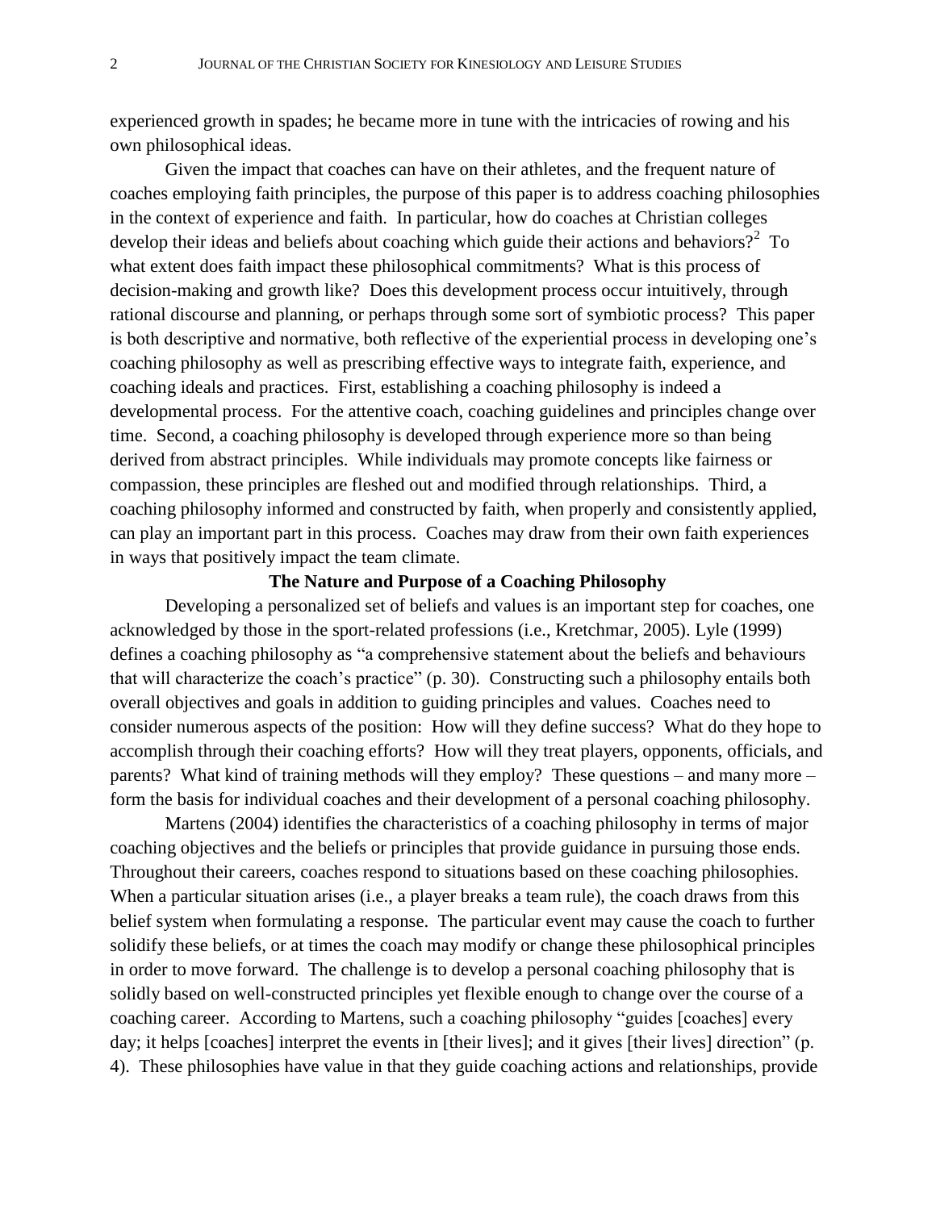experienced growth in spades; he became more in tune with the intricacies of rowing and his own philosophical ideas.

Given the impact that coaches can have on their athletes, and the frequent nature of coaches employing faith principles, the purpose of this paper is to address coaching philosophies in the context of experience and faith. In particular, how do coaches at Christian colleges develop their ideas and beliefs about coaching which guide their actions and behaviors?[2] To what extent does faith impact these philosophical commitments? What is this process of decision-making and growth like? Does this development process occur intuitively, through rational discourse and planning, or perhaps through some sort of symbiotic process? This paper is both descriptive and normative, both reflective of the experiential process in developing one's coaching philosophy as well as prescribing effective ways to integrate faith, experience, and coaching ideals and practices. First, establishing a coaching philosophy is indeed a developmental process. For the attentive coach, coaching guidelines and principles change over time. Second, a coaching philosophy is developed through experience more so than being derived from abstract principles. While individuals may promote concepts like fairness or compassion, these principles are fleshed out and modified through relationships. Third, a coaching philosophy informed and constructed by faith, when properly and consistently applied, can play an important part in this process. Coaches may draw from their own faith experiences in ways that positively impact the team climate.

## The Nature and Purpose of a Coaching Philosophy

Developing a personalized set of beliefs and values is an important step for coaches, one acknowledged by those in the sport-related professions (i.e., Kretchmar, 2005). Lyle (1999) defines a coaching philosophy as "a comprehensive statement about the beliefs and behaviours that will characterize the coach's practice" (p. 30). Constructing such a philosophy entails both overall objectives and goals in addition to guiding principles and values. Coaches need to consider numerous aspects of the position: How will they define success? What do they hope to accomplish through their coaching efforts? How will they treat players, opponents, officials, and parents? What kind of training methods will they employ? These questions – and many more – form the basis for individual coaches and their development of a personal coaching philosophy.

Martens (2004) identifies the characteristics of a coaching philosophy in terms of major coaching objectives and the beliefs or principles that provide guidance in pursuing those ends. Throughout their careers, coaches respond to situations based on these coaching philosophies. When a particular situation arises (i.e., a player breaks a team rule), the coach draws from this belief system when formulating a response. The particular event may cause the coach to further solidify these beliefs, or at times the coach may modify or change these philosophical principles in order to move forward. The challenge is to develop a personal coaching philosophy that is solidly based on well-constructed principles yet flexible enough to change over the course of a coaching career. According to Martens, such a coaching philosophy "guides [coaches] every day; it helps [coaches] interpret the events in [their lives]; and it gives [their lives] direction" (p. 4). These philosophies have value in that they guide coaching actions and relationships, provide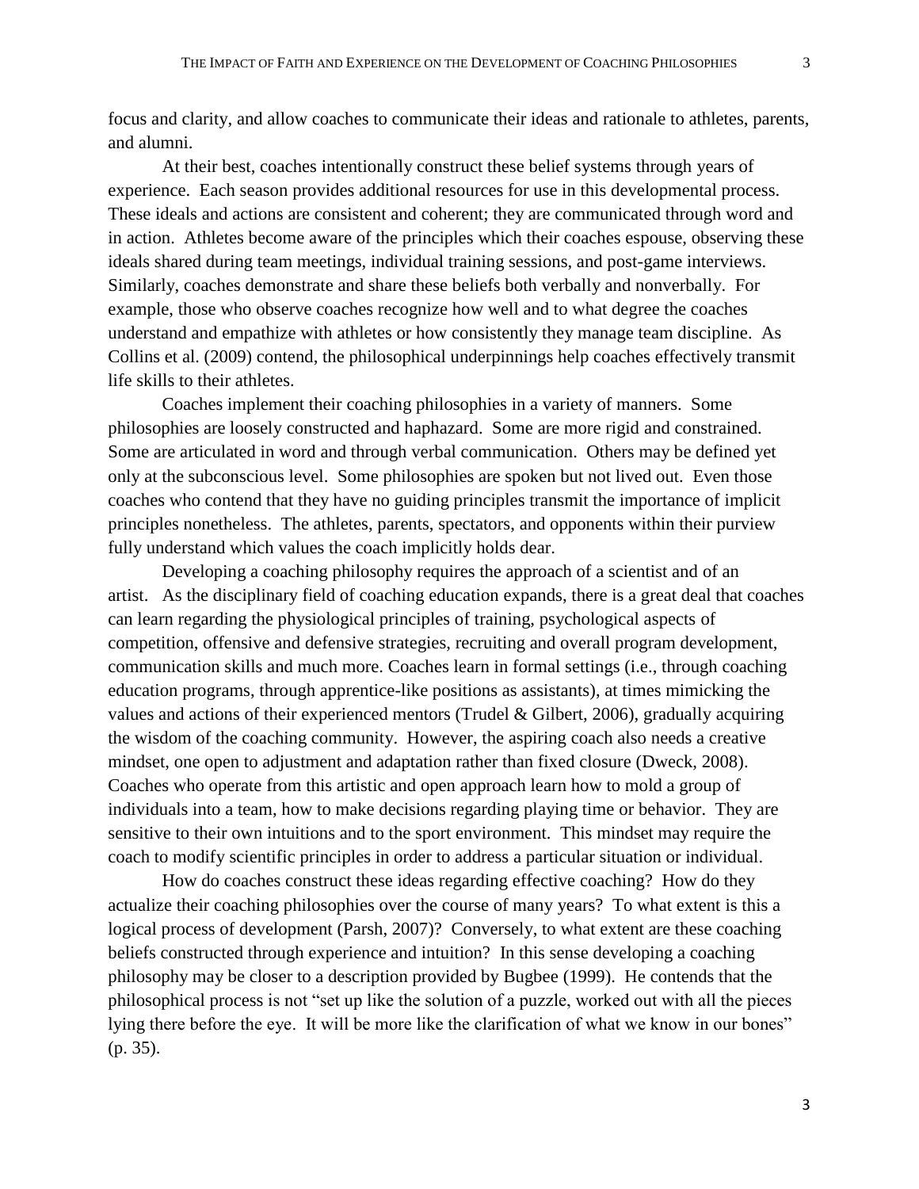focus and clarity, and allow coaches to communicate their ideas and rationale to athletes, parents, and alumni.

At their best, coaches intentionally construct these belief systems through years of experience. Each season provides additional resources for use in this developmental process. These ideals and actions are consistent and coherent; they are communicated through word and in action. Athletes become aware of the principles which their coaches espouse, observing these ideals shared during team meetings, individual training sessions, and post-game interviews. Similarly, coaches demonstrate and share these beliefs both verbally and nonverbally. For example, those who observe coaches recognize how well and to what degree the coaches understand and empathize with athletes or how consistently they manage team discipline. As Collins et al. (2009) contend, the philosophical underpinnings help coaches effectively transmit life skills to their athletes.

Coaches implement their coaching philosophies in a variety of manners. Some philosophies are loosely constructed and haphazard. Some are more rigid and constrained. Some are articulated in word and through verbal communication. Others may be defined yet only at the subconscious level. Some philosophies are spoken but not lived out. Even those coaches who contend that they have no guiding principles transmit the importance of implicit principles nonetheless. The athletes, parents, spectators, and opponents within their purview fully understand which values the coach implicitly holds dear.

Developing a coaching philosophy requires the approach of a scientist and of an artist. As the disciplinary field of coaching education expands, there is a great deal that coaches can learn regarding the physiological principles of training, psychological aspects of competition, offensive and defensive strategies, recruiting and overall program development, communication skills and much more. Coaches learn in formal settings (i.e., through coaching education programs, through apprentice-like positions as assistants), at times mimicking the values and actions of their experienced mentors (Trudel & Gilbert, 2006), gradually acquiring the wisdom of the coaching community. However, the aspiring coach also needs a creative mindset, one open to adjustment and adaptation rather than fixed closure (Dweck, 2008). Coaches who operate from this artistic and open approach learn how to mold a group of individuals into a team, how to make decisions regarding playing time or behavior. They are sensitive to their own intuitions and to the sport environment. This mindset may require the coach to modify scientific principles in order to address a particular situation or individual.

How do coaches construct these ideas regarding effective coaching? How do they actualize their coaching philosophies over the course of many years? To what extent is this a logical process of development (Parsh, 2007)? Conversely, to what extent are these coaching beliefs constructed through experience and intuition? In this sense developing a coaching philosophy may be closer to a description provided by Bugbee (1999). He contends that the philosophical process is not "set up like the solution of a puzzle, worked out with all the pieces lying there before the eye. It will be more like the clarification of what we know in our bones" (p. 35).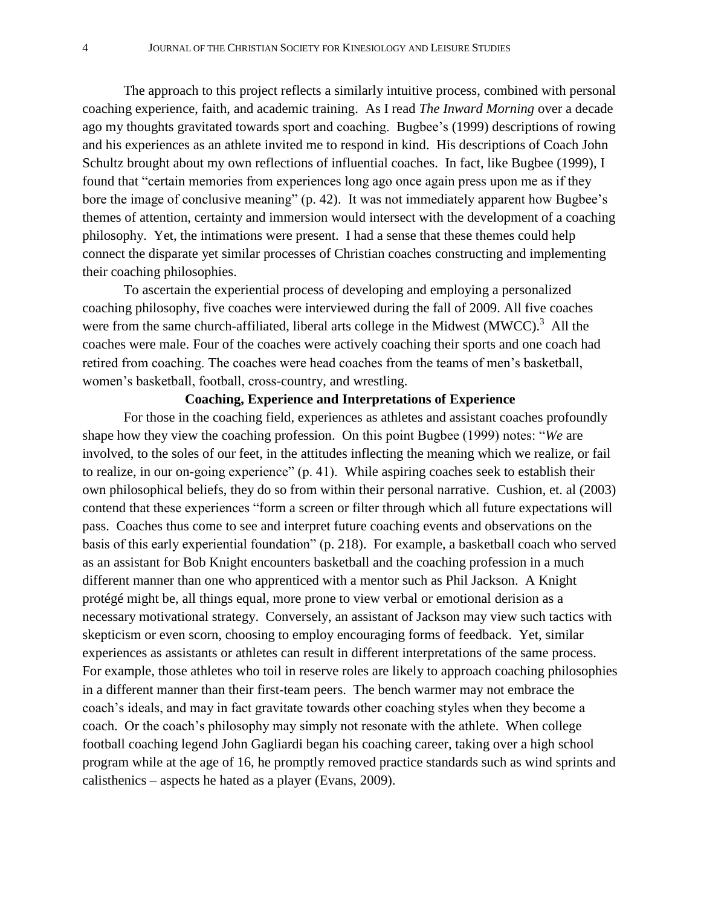The approach to this project reflects a similarly intuitive process, combined with personal coaching experience, faith, and academic training. As I read *The Inward Morning* over a decade ago my thoughts gravitated towards sport and coaching. Bugbee's (1999) descriptions of rowing and his experiences as an athlete invited me to respond in kind. His descriptions of Coach John Schultz brought about my own reflections of influential coaches. In fact, like Bugbee (1999), I found that "certain memories from experiences long ago once again press upon me as if they bore the image of conclusive meaning" (p. 42). It was not immediately apparent how Bugbee's themes of attention, certainty and immersion would intersect with the development of a coaching philosophy. Yet, the intimations were present. I had a sense that these themes could help connect the disparate yet similar processes of Christian coaches constructing and implementing their coaching philosophies.

To ascertain the experiential process of developing and employing a personalized coaching philosophy, five coaches were interviewed during the fall of 2009. All five coaches were from the same church-affiliated, liberal arts college in the Midwest (MWCC).[3] All the coaches were male. Four of the coaches were actively coaching their sports and one coach had retired from coaching. The coaches were head coaches from the teams of men's basketball, women's basketball, football, cross-country, and wrestling.

## Coaching, Experience and Interpretations of Experience

For those in the coaching field, experiences as athletes and assistant coaches profoundly shape how they view the coaching profession. On this point Bugbee (1999) notes: "*We* are involved, to the soles of our feet, in the attitudes inflecting the meaning which we realize, or fail to realize, in our on-going experience" (p. 41). While aspiring coaches seek to establish their own philosophical beliefs, they do so from within their personal narrative. Cushion, et. al (2003) contend that these experiences "form a screen or filter through which all future expectations will pass. Coaches thus come to see and interpret future coaching events and observations on the basis of this early experiential foundation" (p. 218). For example, a basketball coach who served as an assistant for Bob Knight encounters basketball and the coaching profession in a much different manner than one who apprenticed with a mentor such as Phil Jackson. A Knight protégé might be, all things equal, more prone to view verbal or emotional derision as a necessary motivational strategy. Conversely, an assistant of Jackson may view such tactics with skepticism or even scorn, choosing to employ encouraging forms of feedback. Yet, similar experiences as assistants or athletes can result in different interpretations of the same process. For example, those athletes who toil in reserve roles are likely to approach coaching philosophies in a different manner than their first-team peers. The bench warmer may not embrace the coach's ideals, and may in fact gravitate towards other coaching styles when they become a coach. Or the coach's philosophy may simply not resonate with the athlete. When college football coaching legend John Gagliardi began his coaching career, taking over a high school program while at the age of 16, he promptly removed practice standards such as wind sprints and calisthenics – aspects he hated as a player (Evans, 2009).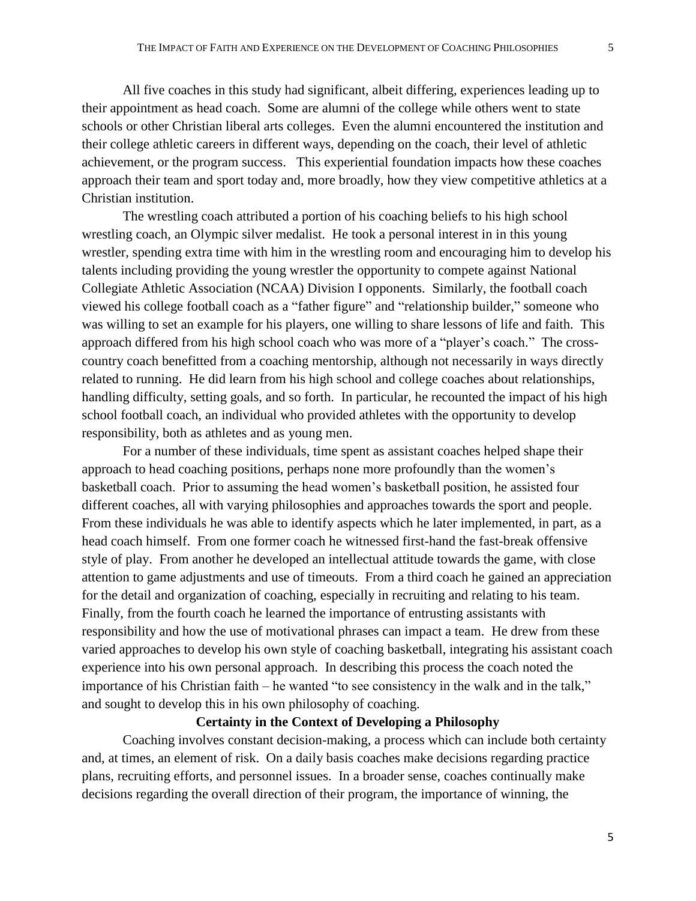All five coaches in this study had significant, albeit differing, experiences leading up to their appointment as head coach. Some are alumni of the college while others went to state schools or other Christian liberal arts colleges. Even the alumni encountered the institution and their college athletic careers in different ways, depending on the coach, their level of athletic achievement, or the program success. This experiential foundation impacts how these coaches approach their team and sport today and, more broadly, how they view competitive athletics at a Christian institution.

The wrestling coach attributed a portion of his coaching beliefs to his high school wrestling coach, an Olympic silver medalist. He took a personal interest in in this young wrestler, spending extra time with him in the wrestling room and encouraging him to develop his talents including providing the young wrestler the opportunity to compete against National Collegiate Athletic Association (NCAA) Division I opponents. Similarly, the football coach viewed his college football coach as a "father figure" and "relationship builder," someone who was willing to set an example for his players, one willing to share lessons of life and faith. This approach differed from his high school coach who was more of a "player's coach." The cross-country coach benefitted from a coaching mentorship, although not necessarily in ways directly related to running. He did learn from his high school and college coaches about relationships, handling difficulty, setting goals, and so forth. In particular, he recounted the impact of his high school football coach, an individual who provided athletes with the opportunity to develop responsibility, both as athletes and as young men.

For a number of these individuals, time spent as assistant coaches helped shape their approach to head coaching positions, perhaps none more profoundly than the women's basketball coach. Prior to assuming the head women's basketball position, he assisted four different coaches, all with varying philosophies and approaches towards the sport and people. From these individuals he was able to identify aspects which he later implemented, in part, as a head coach himself. From one former coach he witnessed first-hand the fast-break offensive style of play. From another he developed an intellectual attitude towards the game, with close attention to game adjustments and use of timeouts. From a third coach he gained an appreciation for the detail and organization of coaching, especially in recruiting and relating to his team. Finally, from the fourth coach he learned the importance of entrusting assistants with responsibility and how the use of motivational phrases can impact a team. He drew from these varied approaches to develop his own style of coaching basketball, integrating his assistant coach experience into his own personal approach. In describing this process the coach noted the importance of his Christian faith – he wanted "to see consistency in the walk and in the talk," and sought to develop this in his own philosophy of coaching.

## Certainty in the Context of Developing a Philosophy

Coaching involves constant decision-making, a process which can include both certainty and, at times, an element of risk. On a daily basis coaches make decisions regarding practice plans, recruiting efforts, and personnel issues. In a broader sense, coaches continually make decisions regarding the overall direction of their program, the importance of winning, the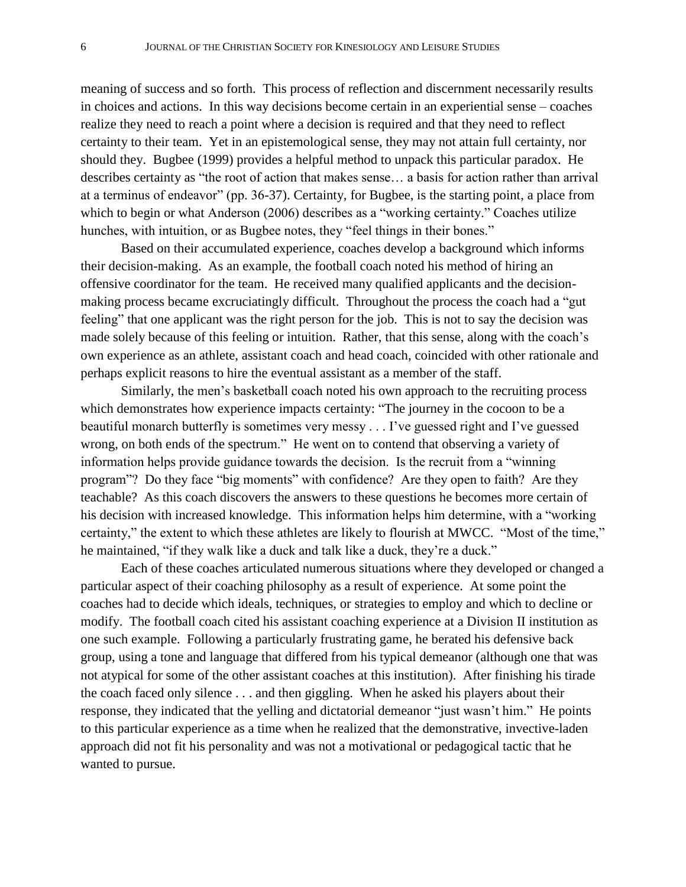meaning of success and so forth. This process of reflection and discernment necessarily results in choices and actions. In this way decisions become certain in an experiential sense – coaches realize they need to reach a point where a decision is required and that they need to reflect certainty to their team. Yet in an epistemological sense, they may not attain full certainty, nor should they. Bugbee (1999) provides a helpful method to unpack this particular paradox. He describes certainty as "the root of action that makes sense… a basis for action rather than arrival at a terminus of endeavor" (pp. 36-37). Certainty, for Bugbee, is the starting point, a place from which to begin or what Anderson (2006) describes as a "working certainty." Coaches utilize hunches, with intuition, or as Bugbee notes, they "feel things in their bones."

Based on their accumulated experience, coaches develop a background which informs their decision-making. As an example, the football coach noted his method of hiring an offensive coordinator for the team. He received many qualified applicants and the decision-making process became excruciatingly difficult. Throughout the process the coach had a "gut feeling" that one applicant was the right person for the job. This is not to say the decision was made solely because of this feeling or intuition. Rather, that this sense, along with the coach's own experience as an athlete, assistant coach and head coach, coincided with other rationale and perhaps explicit reasons to hire the eventual assistant as a member of the staff.

Similarly, the men's basketball coach noted his own approach to the recruiting process which demonstrates how experience impacts certainty: "The journey in the cocoon to be a beautiful monarch butterfly is sometimes very messy . . . I've guessed right and I've guessed wrong, on both ends of the spectrum." He went on to contend that observing a variety of information helps provide guidance towards the decision. Is the recruit from a "winning program"? Do they face "big moments" with confidence? Are they open to faith? Are they teachable? As this coach discovers the answers to these questions he becomes more certain of his decision with increased knowledge. This information helps him determine, with a "working certainty," the extent to which these athletes are likely to flourish at MWCC. "Most of the time," he maintained, "if they walk like a duck and talk like a duck, they're a duck."

Each of these coaches articulated numerous situations where they developed or changed a particular aspect of their coaching philosophy as a result of experience. At some point the coaches had to decide which ideals, techniques, or strategies to employ and which to decline or modify. The football coach cited his assistant coaching experience at a Division II institution as one such example. Following a particularly frustrating game, he berated his defensive back group, using a tone and language that differed from his typical demeanor (although one that was not atypical for some of the other assistant coaches at this institution). After finishing his tirade the coach faced only silence . . . and then giggling. When he asked his players about their response, they indicated that the yelling and dictatorial demeanor "just wasn't him." He points to this particular experience as a time when he realized that the demonstrative, invective-laden approach did not fit his personality and was not a motivational or pedagogical tactic that he wanted to pursue.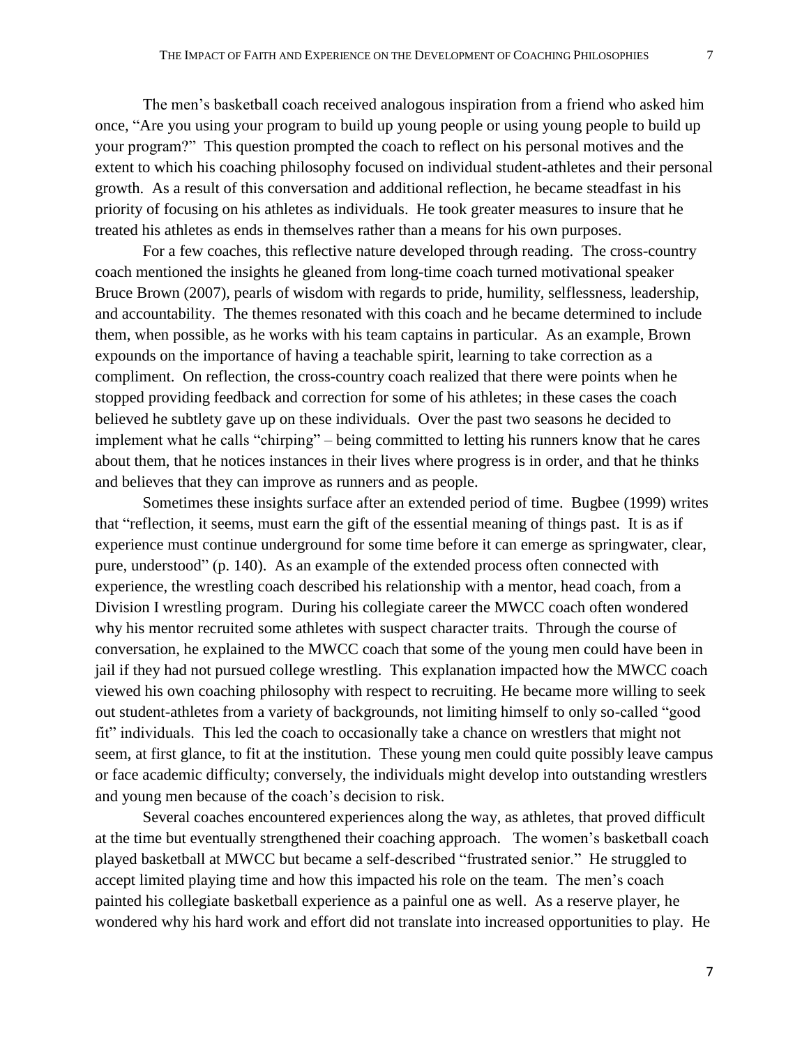The men's basketball coach received analogous inspiration from a friend who asked him once, "Are you using your program to build up young people or using young people to build up your program?" This question prompted the coach to reflect on his personal motives and the extent to which his coaching philosophy focused on individual student-athletes and their personal growth. As a result of this conversation and additional reflection, he became steadfast in his priority of focusing on his athletes as individuals. He took greater measures to insure that he treated his athletes as ends in themselves rather than a means for his own purposes.

For a few coaches, this reflective nature developed through reading. The cross-country coach mentioned the insights he gleaned from long-time coach turned motivational speaker Bruce Brown (2007), pearls of wisdom with regards to pride, humility, selflessness, leadership, and accountability. The themes resonated with this coach and he became determined to include them, when possible, as he works with his team captains in particular. As an example, Brown expounds on the importance of having a teachable spirit, learning to take correction as a compliment. On reflection, the cross-country coach realized that there were points when he stopped providing feedback and correction for some of his athletes; in these cases the coach believed he subtlety gave up on these individuals. Over the past two seasons he decided to implement what he calls "chirping" – being committed to letting his runners know that he cares about them, that he notices instances in their lives where progress is in order, and that he thinks and believes that they can improve as runners and as people.

Sometimes these insights surface after an extended period of time. Bugbee (1999) writes that "reflection, it seems, must earn the gift of the essential meaning of things past. It is as if experience must continue underground for some time before it can emerge as springwater, clear, pure, understood" (p. 140). As an example of the extended process often connected with experience, the wrestling coach described his relationship with a mentor, head coach, from a Division I wrestling program. During his collegiate career the MWCC coach often wondered why his mentor recruited some athletes with suspect character traits. Through the course of conversation, he explained to the MWCC coach that some of the young men could have been in jail if they had not pursued college wrestling. This explanation impacted how the MWCC coach viewed his own coaching philosophy with respect to recruiting. He became more willing to seek out student-athletes from a variety of backgrounds, not limiting himself to only so-called "good fit" individuals. This led the coach to occasionally take a chance on wrestlers that might not seem, at first glance, to fit at the institution. These young men could quite possibly leave campus or face academic difficulty; conversely, the individuals might develop into outstanding wrestlers and young men because of the coach's decision to risk.

Several coaches encountered experiences along the way, as athletes, that proved difficult at the time but eventually strengthened their coaching approach. The women's basketball coach played basketball at MWCC but became a self-described "frustrated senior." He struggled to accept limited playing time and how this impacted his role on the team. The men's coach painted his collegiate basketball experience as a painful one as well. As a reserve player, he wondered why his hard work and effort did not translate into increased opportunities to play. He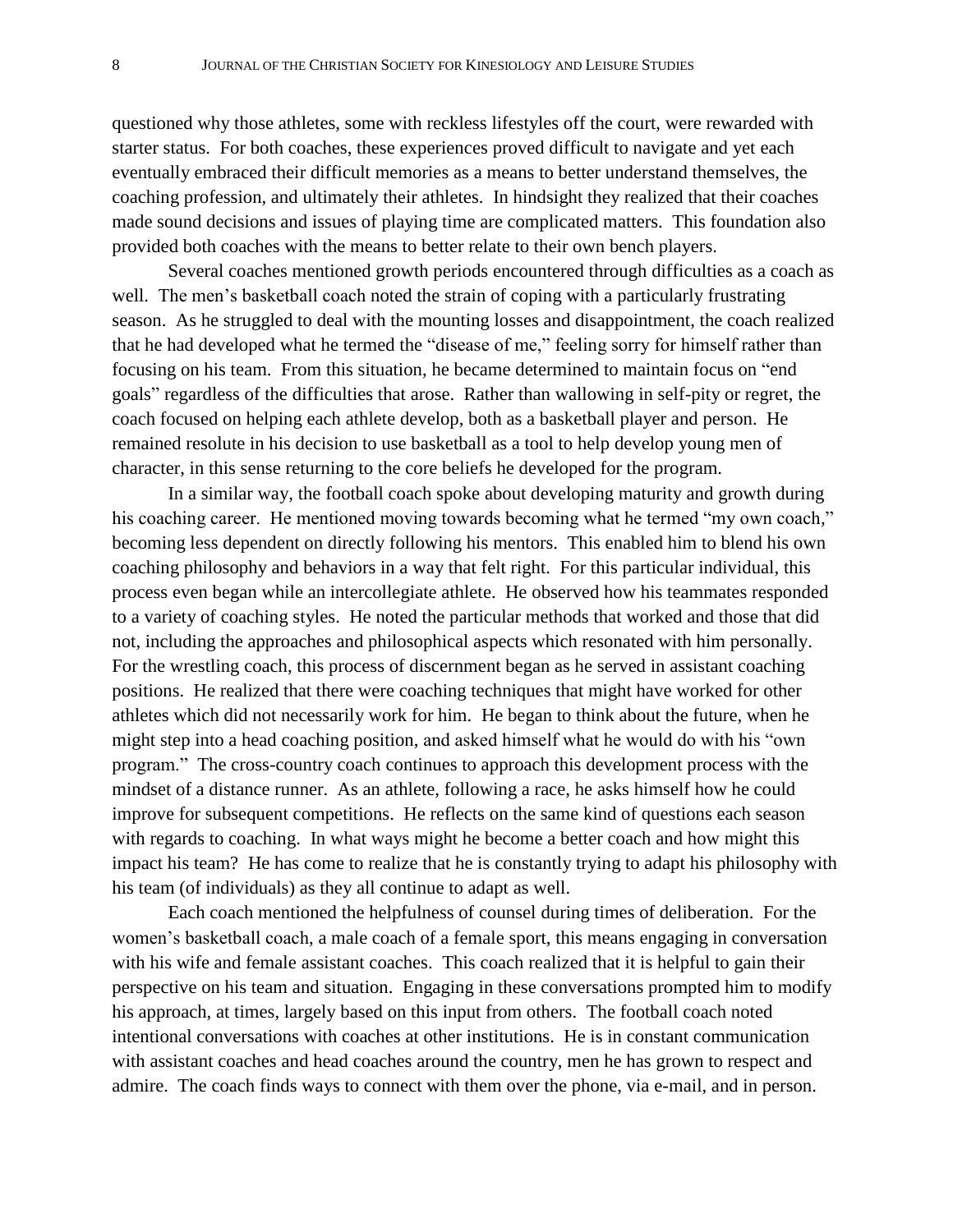questioned why those athletes, some with reckless lifestyles off the court, were rewarded with starter status. For both coaches, these experiences proved difficult to navigate and yet each eventually embraced their difficult memories as a means to better understand themselves, the coaching profession, and ultimately their athletes. In hindsight they realized that their coaches made sound decisions and issues of playing time are complicated matters. This foundation also provided both coaches with the means to better relate to their own bench players.

Several coaches mentioned growth periods encountered through difficulties as a coach as well. The men's basketball coach noted the strain of coping with a particularly frustrating season. As he struggled to deal with the mounting losses and disappointment, the coach realized that he had developed what he termed the "disease of me," feeling sorry for himself rather than focusing on his team. From this situation, he became determined to maintain focus on "end goals" regardless of the difficulties that arose. Rather than wallowing in self-pity or regret, the coach focused on helping each athlete develop, both as a basketball player and person. He remained resolute in his decision to use basketball as a tool to help develop young men of character, in this sense returning to the core beliefs he developed for the program.

In a similar way, the football coach spoke about developing maturity and growth during his coaching career. He mentioned moving towards becoming what he termed "my own coach," becoming less dependent on directly following his mentors. This enabled him to blend his own coaching philosophy and behaviors in a way that felt right. For this particular individual, this process even began while an intercollegiate athlete. He observed how his teammates responded to a variety of coaching styles. He noted the particular methods that worked and those that did not, including the approaches and philosophical aspects which resonated with him personally. For the wrestling coach, this process of discernment began as he served in assistant coaching positions. He realized that there were coaching techniques that might have worked for other athletes which did not necessarily work for him. He began to think about the future, when he might step into a head coaching position, and asked himself what he would do with his "own program." The cross-country coach continues to approach this development process with the mindset of a distance runner. As an athlete, following a race, he asks himself how he could improve for subsequent competitions. He reflects on the same kind of questions each season with regards to coaching. In what ways might he become a better coach and how might this impact his team? He has come to realize that he is constantly trying to adapt his philosophy with his team (of individuals) as they all continue to adapt as well.

Each coach mentioned the helpfulness of counsel during times of deliberation. For the women's basketball coach, a male coach of a female sport, this means engaging in conversation with his wife and female assistant coaches. This coach realized that it is helpful to gain their perspective on his team and situation. Engaging in these conversations prompted him to modify his approach, at times, largely based on this input from others. The football coach noted intentional conversations with coaches at other institutions. He is in constant communication with assistant coaches and head coaches around the country, men he has grown to respect and admire. The coach finds ways to connect with them over the phone, via e-mail, and in person.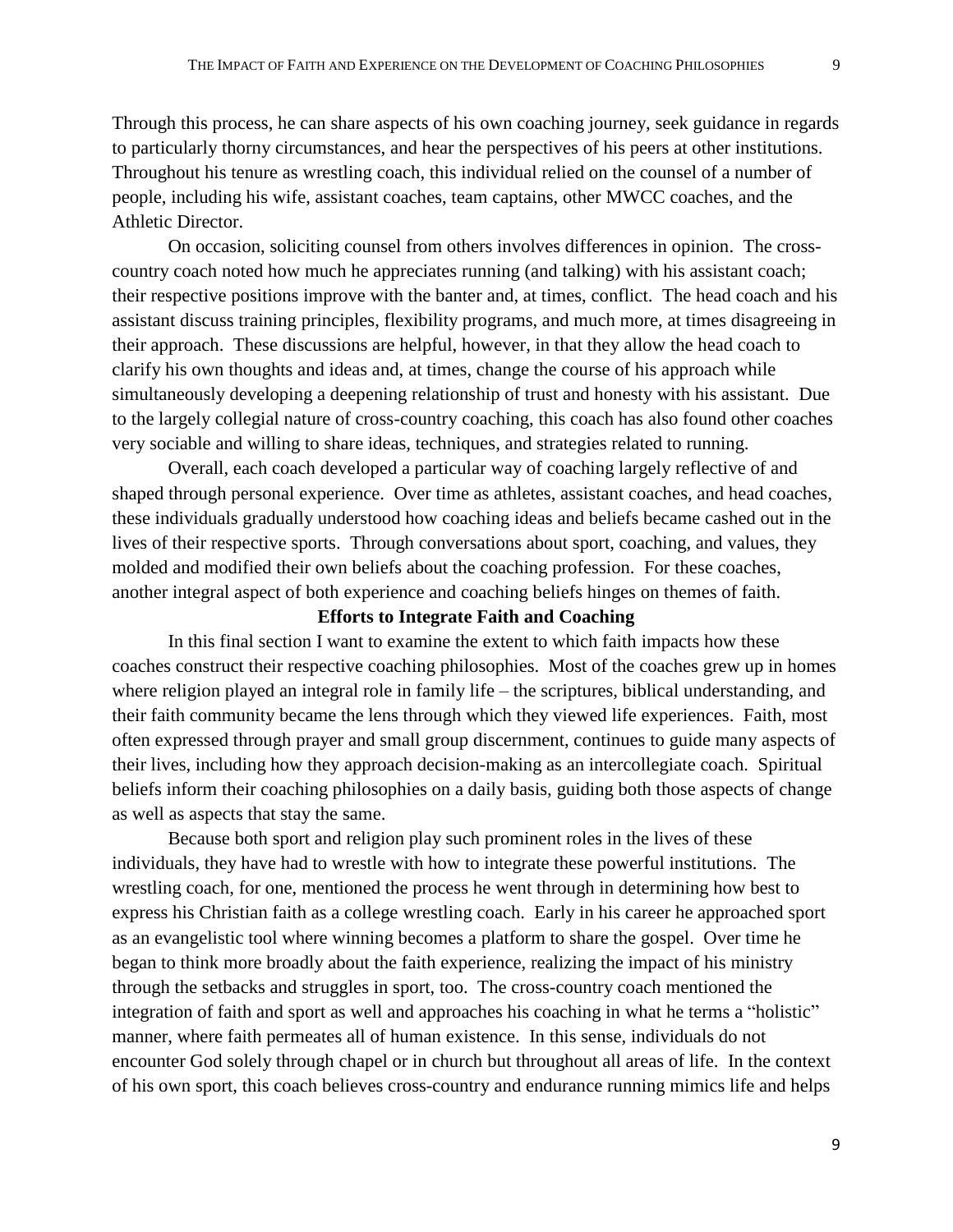Through this process, he can share aspects of his own coaching journey, seek guidance in regards to particularly thorny circumstances, and hear the perspectives of his peers at other institutions. Throughout his tenure as wrestling coach, this individual relied on the counsel of a number of people, including his wife, assistant coaches, team captains, other MWCC coaches, and the Athletic Director.

On occasion, soliciting counsel from others involves differences in opinion. The cross-country coach noted how much he appreciates running (and talking) with his assistant coach; their respective positions improve with the banter and, at times, conflict. The head coach and his assistant discuss training principles, flexibility programs, and much more, at times disagreeing in their approach. These discussions are helpful, however, in that they allow the head coach to clarify his own thoughts and ideas and, at times, change the course of his approach while simultaneously developing a deepening relationship of trust and honesty with his assistant. Due to the largely collegial nature of cross-country coaching, this coach has also found other coaches very sociable and willing to share ideas, techniques, and strategies related to running.

Overall, each coach developed a particular way of coaching largely reflective of and shaped through personal experience. Over time as athletes, assistant coaches, and head coaches, these individuals gradually understood how coaching ideas and beliefs became cashed out in the lives of their respective sports. Through conversations about sport, coaching, and values, they molded and modified their own beliefs about the coaching profession. For these coaches, another integral aspect of both experience and coaching beliefs hinges on themes of faith.

## Efforts to Integrate Faith and Coaching

In this final section I want to examine the extent to which faith impacts how these coaches construct their respective coaching philosophies. Most of the coaches grew up in homes where religion played an integral role in family life – the scriptures, biblical understanding, and their faith community became the lens through which they viewed life experiences. Faith, most often expressed through prayer and small group discernment, continues to guide many aspects of their lives, including how they approach decision-making as an intercollegiate coach. Spiritual beliefs inform their coaching philosophies on a daily basis, guiding both those aspects of change as well as aspects that stay the same.

Because both sport and religion play such prominent roles in the lives of these individuals, they have had to wrestle with how to integrate these powerful institutions. The wrestling coach, for one, mentioned the process he went through in determining how best to express his Christian faith as a college wrestling coach. Early in his career he approached sport as an evangelistic tool where winning becomes a platform to share the gospel. Over time he began to think more broadly about the faith experience, realizing the impact of his ministry through the setbacks and struggles in sport, too. The cross-country coach mentioned the integration of faith and sport as well and approaches his coaching in what he terms a "holistic" manner, where faith permeates all of human existence. In this sense, individuals do not encounter God solely through chapel or in church but throughout all areas of life. In the context of his own sport, this coach believes cross-country and endurance running mimics life and helps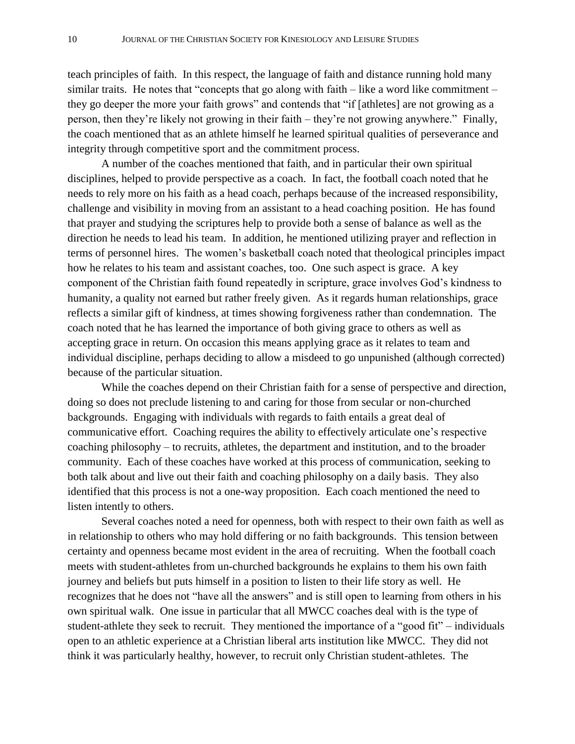teach principles of faith. In this respect, the language of faith and distance running hold many similar traits. He notes that "concepts that go along with faith – like a word like commitment – they go deeper the more your faith grows" and contends that "if [athletes] are not growing as a person, then they're likely not growing in their faith – they're not growing anywhere." Finally, the coach mentioned that as an athlete himself he learned spiritual qualities of perseverance and integrity through competitive sport and the commitment process.

A number of the coaches mentioned that faith, and in particular their own spiritual disciplines, helped to provide perspective as a coach. In fact, the football coach noted that he needs to rely more on his faith as a head coach, perhaps because of the increased responsibility, challenge and visibility in moving from an assistant to a head coaching position. He has found that prayer and studying the scriptures help to provide both a sense of balance as well as the direction he needs to lead his team. In addition, he mentioned utilizing prayer and reflection in terms of personnel hires. The women's basketball coach noted that theological principles impact how he relates to his team and assistant coaches, too. One such aspect is grace. A key component of the Christian faith found repeatedly in scripture, grace involves God's kindness to humanity, a quality not earned but rather freely given. As it regards human relationships, grace reflects a similar gift of kindness, at times showing forgiveness rather than condemnation. The coach noted that he has learned the importance of both giving grace to others as well as accepting grace in return. On occasion this means applying grace as it relates to team and individual discipline, perhaps deciding to allow a misdeed to go unpunished (although corrected) because of the particular situation.

While the coaches depend on their Christian faith for a sense of perspective and direction, doing so does not preclude listening to and caring for those from secular or non-churched backgrounds. Engaging with individuals with regards to faith entails a great deal of communicative effort. Coaching requires the ability to effectively articulate one's respective coaching philosophy – to recruits, athletes, the department and institution, and to the broader community. Each of these coaches have worked at this process of communication, seeking to both talk about and live out their faith and coaching philosophy on a daily basis. They also identified that this process is not a one-way proposition. Each coach mentioned the need to listen intently to others.

Several coaches noted a need for openness, both with respect to their own faith as well as in relationship to others who may hold differing or no faith backgrounds. This tension between certainty and openness became most evident in the area of recruiting. When the football coach meets with student-athletes from un-churched backgrounds he explains to them his own faith journey and beliefs but puts himself in a position to listen to their life story as well. He recognizes that he does not "have all the answers" and is still open to learning from others in his own spiritual walk. One issue in particular that all MWCC coaches deal with is the type of student-athlete they seek to recruit. They mentioned the importance of a "good fit" – individuals open to an athletic experience at a Christian liberal arts institution like MWCC. They did not think it was particularly healthy, however, to recruit only Christian student-athletes. The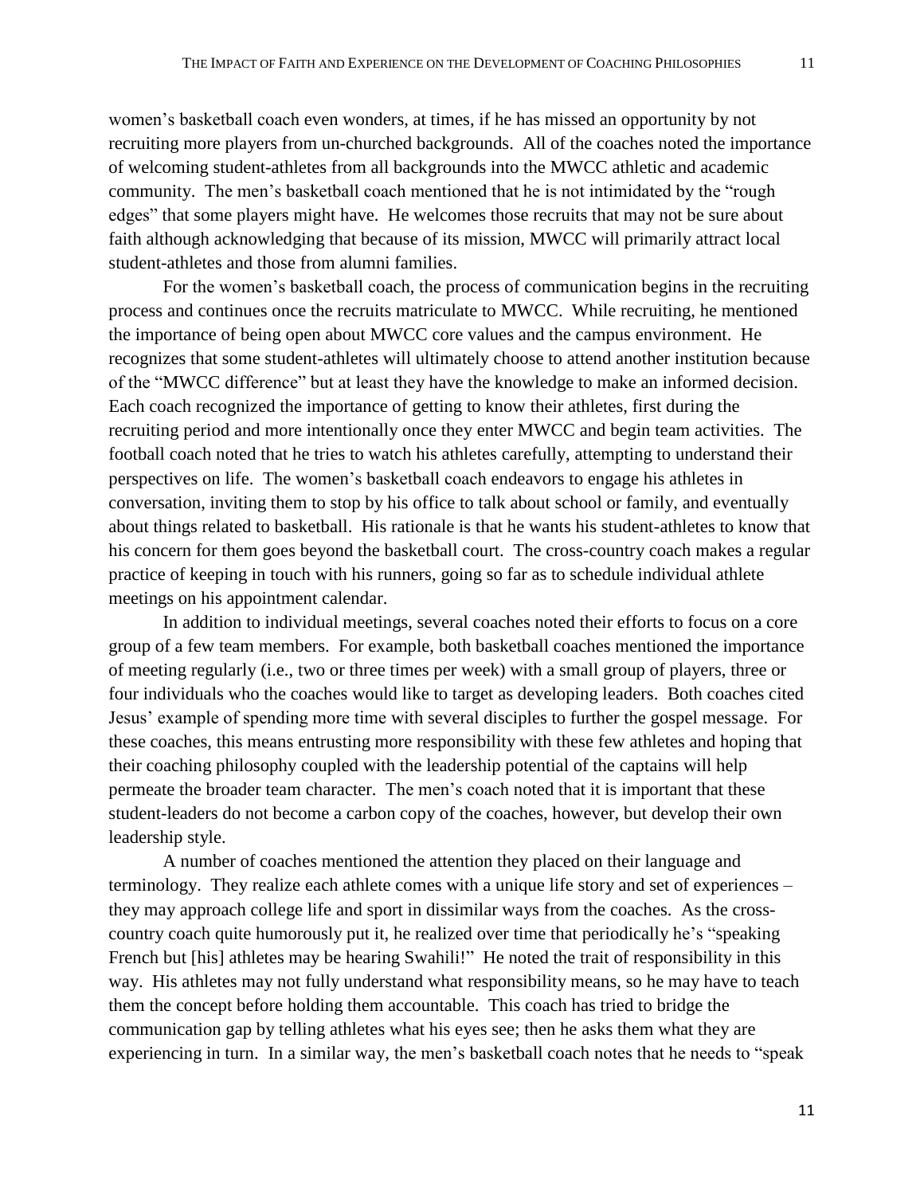women's basketball coach even wonders, at times, if he has missed an opportunity by not recruiting more players from un-churched backgrounds. All of the coaches noted the importance of welcoming student-athletes from all backgrounds into the MWCC athletic and academic community. The men's basketball coach mentioned that he is not intimidated by the "rough edges" that some players might have. He welcomes those recruits that may not be sure about faith although acknowledging that because of its mission, MWCC will primarily attract local student-athletes and those from alumni families.

For the women's basketball coach, the process of communication begins in the recruiting process and continues once the recruits matriculate to MWCC. While recruiting, he mentioned the importance of being open about MWCC core values and the campus environment. He recognizes that some student-athletes will ultimately choose to attend another institution because of the "MWCC difference" but at least they have the knowledge to make an informed decision. Each coach recognized the importance of getting to know their athletes, first during the recruiting period and more intentionally once they enter MWCC and begin team activities. The football coach noted that he tries to watch his athletes carefully, attempting to understand their perspectives on life. The women's basketball coach endeavors to engage his athletes in conversation, inviting them to stop by his office to talk about school or family, and eventually about things related to basketball. His rationale is that he wants his student-athletes to know that his concern for them goes beyond the basketball court. The cross-country coach makes a regular practice of keeping in touch with his runners, going so far as to schedule individual athlete meetings on his appointment calendar.

In addition to individual meetings, several coaches noted their efforts to focus on a core group of a few team members. For example, both basketball coaches mentioned the importance of meeting regularly (i.e., two or three times per week) with a small group of players, three or four individuals who the coaches would like to target as developing leaders. Both coaches cited Jesus' example of spending more time with several disciples to further the gospel message. For these coaches, this means entrusting more responsibility with these few athletes and hoping that their coaching philosophy coupled with the leadership potential of the captains will help permeate the broader team character. The men's coach noted that it is important that these student-leaders do not become a carbon copy of the coaches, however, but develop their own leadership style.

A number of coaches mentioned the attention they placed on their language and terminology. They realize each athlete comes with a unique life story and set of experiences – they may approach college life and sport in dissimilar ways from the coaches. As the cross-country coach quite humorously put it, he realized over time that periodically he's "speaking French but [his] athletes may be hearing Swahili!" He noted the trait of responsibility in this way. His athletes may not fully understand what responsibility means, so he may have to teach them the concept before holding them accountable. This coach has tried to bridge the communication gap by telling athletes what his eyes see; then he asks them what they are experiencing in turn. In a similar way, the men's basketball coach notes that he needs to "speak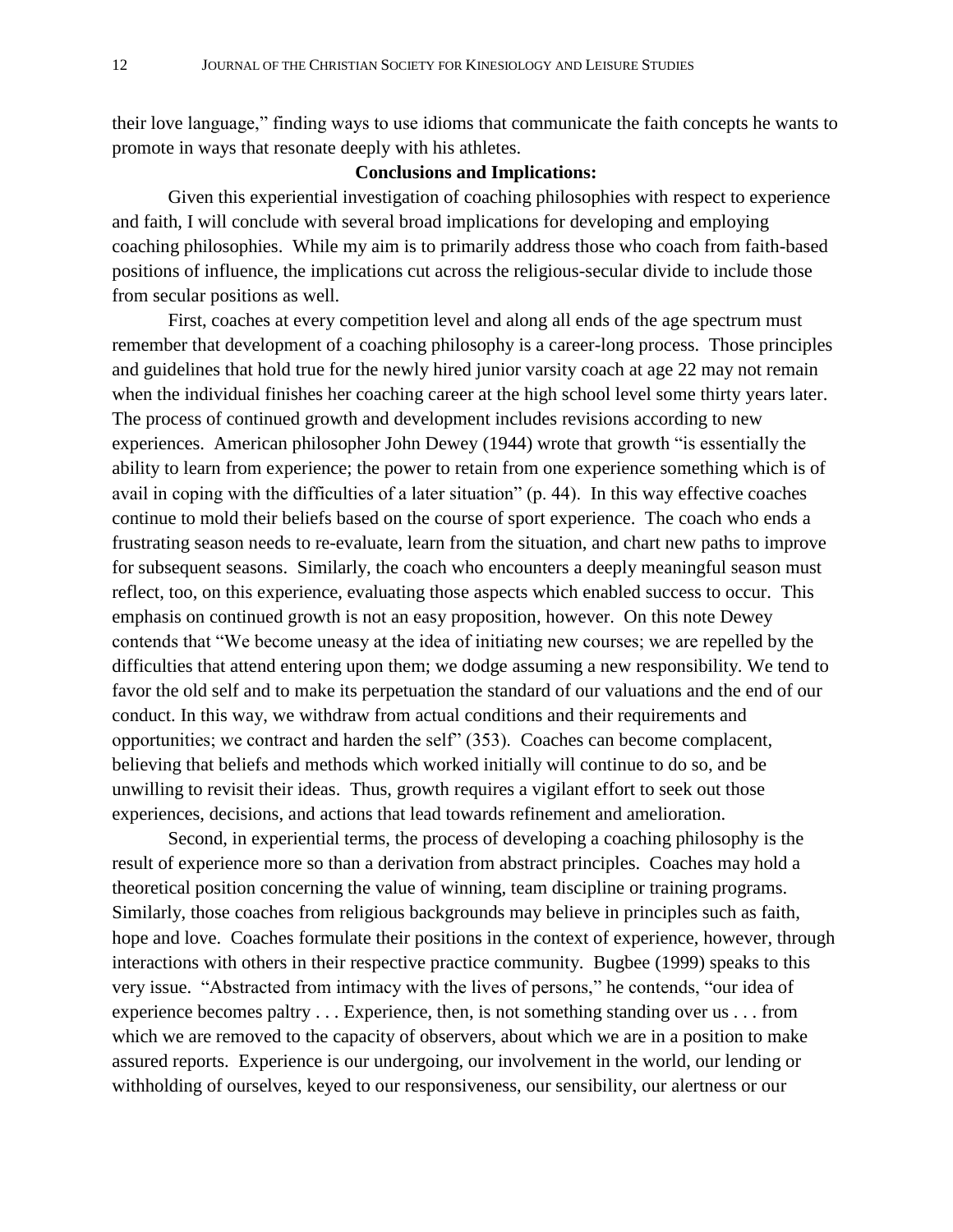their love language," finding ways to use idioms that communicate the faith concepts he wants to promote in ways that resonate deeply with his athletes.

## Conclusions and Implications:

Given this experiential investigation of coaching philosophies with respect to experience and faith, I will conclude with several broad implications for developing and employing coaching philosophies. While my aim is to primarily address those who coach from faith-based positions of influence, the implications cut across the religious-secular divide to include those from secular positions as well.

First, coaches at every competition level and along all ends of the age spectrum must remember that development of a coaching philosophy is a career-long process. Those principles and guidelines that hold true for the newly hired junior varsity coach at age 22 may not remain when the individual finishes her coaching career at the high school level some thirty years later. The process of continued growth and development includes revisions according to new experiences. American philosopher John Dewey (1944) wrote that growth "is essentially the ability to learn from experience; the power to retain from one experience something which is of avail in coping with the difficulties of a later situation" (p. 44). In this way effective coaches continue to mold their beliefs based on the course of sport experience. The coach who ends a frustrating season needs to re-evaluate, learn from the situation, and chart new paths to improve for subsequent seasons. Similarly, the coach who encounters a deeply meaningful season must reflect, too, on this experience, evaluating those aspects which enabled success to occur. This emphasis on continued growth is not an easy proposition, however. On this note Dewey contends that "We become uneasy at the idea of initiating new courses; we are repelled by the difficulties that attend entering upon them; we dodge assuming a new responsibility. We tend to favor the old self and to make its perpetuation the standard of our valuations and the end of our conduct. In this way, we withdraw from actual conditions and their requirements and opportunities; we contract and harden the self" (353). Coaches can become complacent, believing that beliefs and methods which worked initially will continue to do so, and be unwilling to revisit their ideas. Thus, growth requires a vigilant effort to seek out those experiences, decisions, and actions that lead towards refinement and amelioration.

Second, in experiential terms, the process of developing a coaching philosophy is the result of experience more so than a derivation from abstract principles. Coaches may hold a theoretical position concerning the value of winning, team discipline or training programs. Similarly, those coaches from religious backgrounds may believe in principles such as faith, hope and love. Coaches formulate their positions in the context of experience, however, through interactions with others in their respective practice community. Bugbee (1999) speaks to this very issue. "Abstracted from intimacy with the lives of persons," he contends, "our idea of experience becomes paltry . . . Experience, then, is not something standing over us . . . from which we are removed to the capacity of observers, about which we are in a position to make assured reports. Experience is our undergoing, our involvement in the world, our lending or withholding of ourselves, keyed to our responsiveness, our sensibility, our alertness or our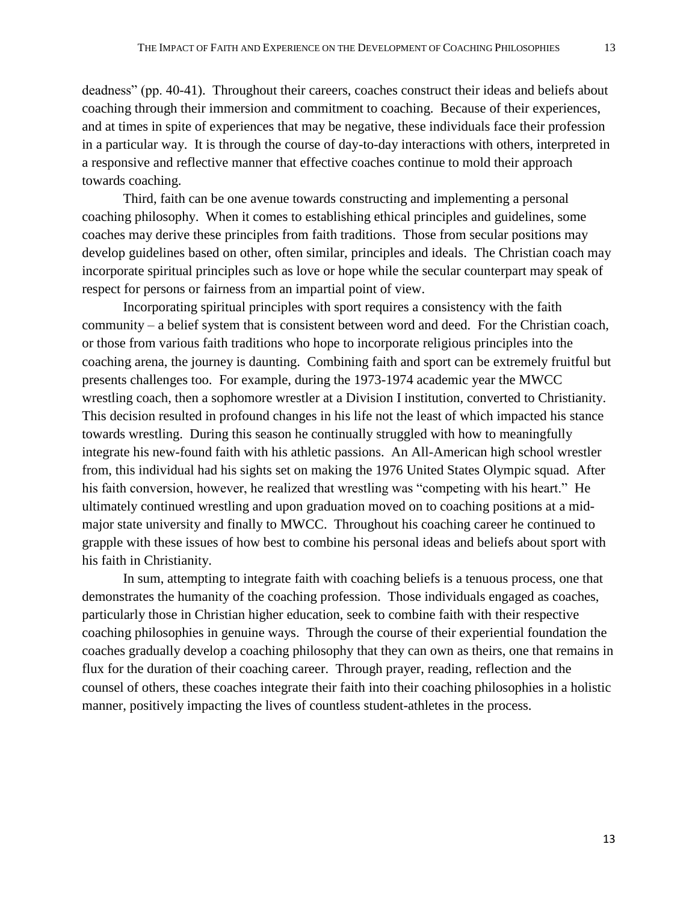deadness" (pp. 40-41). Throughout their careers, coaches construct their ideas and beliefs about coaching through their immersion and commitment to coaching. Because of their experiences, and at times in spite of experiences that may be negative, these individuals face their profession in a particular way. It is through the course of day-to-day interactions with others, interpreted in a responsive and reflective manner that effective coaches continue to mold their approach towards coaching.

Third, faith can be one avenue towards constructing and implementing a personal coaching philosophy. When it comes to establishing ethical principles and guidelines, some coaches may derive these principles from faith traditions. Those from secular positions may develop guidelines based on other, often similar, principles and ideals. The Christian coach may incorporate spiritual principles such as love or hope while the secular counterpart may speak of respect for persons or fairness from an impartial point of view.

Incorporating spiritual principles with sport requires a consistency with the faith community – a belief system that is consistent between word and deed. For the Christian coach, or those from various faith traditions who hope to incorporate religious principles into the coaching arena, the journey is daunting. Combining faith and sport can be extremely fruitful but presents challenges too. For example, during the 1973-1974 academic year the MWCC wrestling coach, then a sophomore wrestler at a Division I institution, converted to Christianity. This decision resulted in profound changes in his life not the least of which impacted his stance towards wrestling. During this season he continually struggled with how to meaningfully integrate his new-found faith with his athletic passions. An All-American high school wrestler from, this individual had his sights set on making the 1976 United States Olympic squad. After his faith conversion, however, he realized that wrestling was "competing with his heart." He ultimately continued wrestling and upon graduation moved on to coaching positions at a mid-major state university and finally to MWCC. Throughout his coaching career he continued to grapple with these issues of how best to combine his personal ideas and beliefs about sport with his faith in Christianity.

In sum, attempting to integrate faith with coaching beliefs is a tenuous process, one that demonstrates the humanity of the coaching profession. Those individuals engaged as coaches, particularly those in Christian higher education, seek to combine faith with their respective coaching philosophies in genuine ways. Through the course of their experiential foundation the coaches gradually develop a coaching philosophy that they can own as theirs, one that remains in flux for the duration of their coaching career. Through prayer, reading, reflection and the counsel of others, these coaches integrate their faith into their coaching philosophies in a holistic manner, positively impacting the lives of countless student-athletes in the process.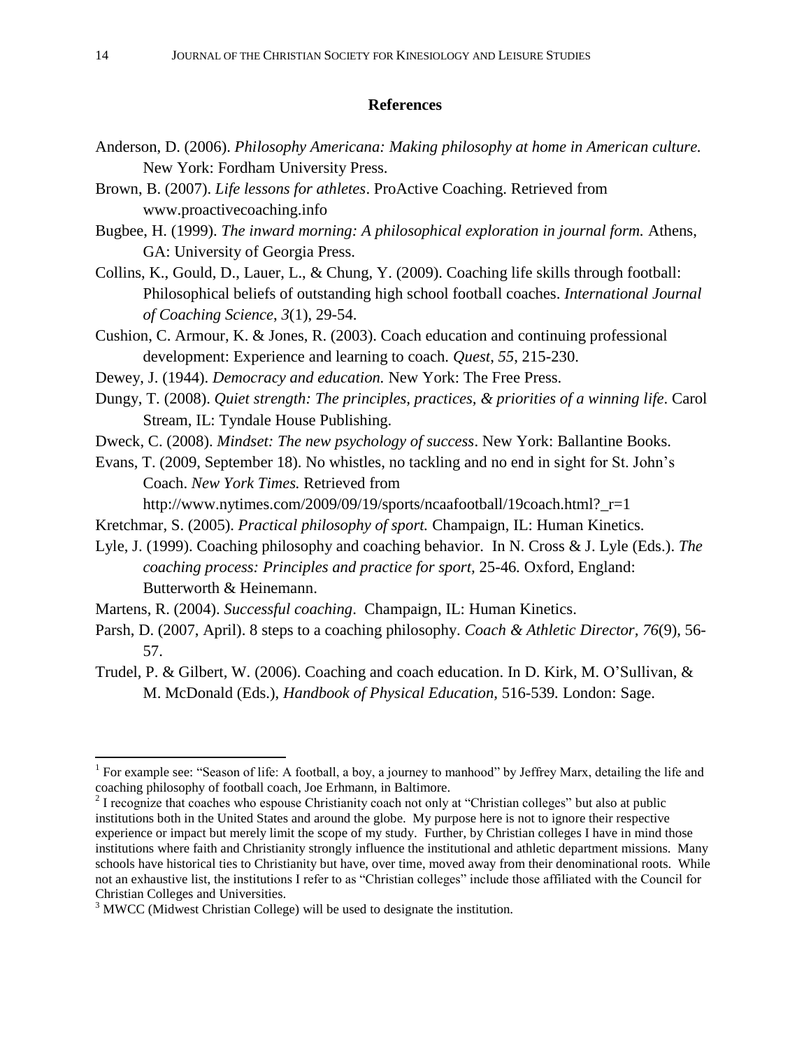## References

Anderson, D. (2006). *Philosophy Americana: Making philosophy at home in American culture.* New York: Fordham University Press.

Brown, B. (2007). *Life lessons for athletes*. ProActive Coaching. Retrieved from www.proactivecoaching.info

Bugbee, H. (1999). *The inward morning: A philosophical exploration in journal form.* Athens, GA: University of Georgia Press.

Collins, K., Gould, D., Lauer, L., & Chung, Y. (2009). Coaching life skills through football: Philosophical beliefs of outstanding high school football coaches. *International Journal of Coaching Science*, *3*(1), 29-54.

Cushion, C. Armour, K. & Jones, R. (2003). Coach education and continuing professional development: Experience and learning to coach. *Quest, 55*, 215-230.

Dewey, J. (1944). *Democracy and education.* New York: The Free Press.

Dungy, T. (2008). *Quiet strength: The principles, practices, & priorities of a winning life*. Carol Stream, IL: Tyndale House Publishing.

Dweck, C. (2008). *Mindset: The new psychology of success*. New York: Ballantine Books.

Evans, T. (2009, September 18). No whistles, no tackling and no end in sight for St. John's Coach. *New York Times.* Retrieved from http://www.nytimes.com/2009/09/19/sports/ncaafootball/19coach.html?_r=1

Kretchmar, S. (2005). *Practical philosophy of sport.* Champaign, IL: Human Kinetics.

Lyle, J. (1999). Coaching philosophy and coaching behavior. In N. Cross & J. Lyle (Eds.). *The coaching process: Principles and practice for sport,* 25-46. Oxford, England: Butterworth & Heinemann.

Martens, R. (2004). *Successful coaching*. Champaign, IL: Human Kinetics.

Parsh, D. (2007, April). 8 steps to a coaching philosophy. *Coach & Athletic Director, 76*(9), 56-57.

Trudel, P. & Gilbert, W. (2006). Coaching and coach education. In D. Kirk, M. O'Sullivan, & M. McDonald (Eds.), *Handbook of Physical Education,* 516-539. London: Sage.

---

[1] For example see: "Season of life: A football, a boy, a journey to manhood" by Jeffrey Marx, detailing the life and coaching philosophy of football coach, Joe Erhmann, in Baltimore.

[2] I recognize that coaches who espouse Christianity coach not only at "Christian colleges" but also at public institutions both in the United States and around the globe. My purpose here is not to ignore their respective experience or impact but merely limit the scope of my study. Further, by Christian colleges I have in mind those institutions where faith and Christianity strongly influence the institutional and athletic department missions. Many schools have historical ties to Christianity but have, over time, moved away from their denominational roots. While not an exhaustive list, the institutions I refer to as "Christian colleges" include those affiliated with the Council for Christian Colleges and Universities.

[3] MWCC (Midwest Christian College) will be used to designate the institution.